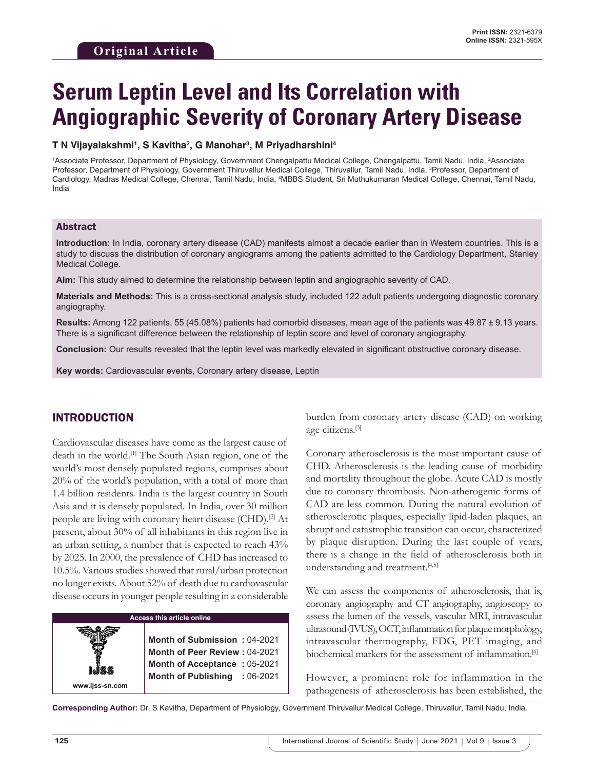**Original Article**

**Print ISSN:** 2321-6379
**Online ISSN:** 2321-595X

# Serum Leptin Level and Its Correlation with Angiographic Severity of Coronary Artery Disease

**T N Vijayalakshmi[1], S Kavitha[2], G Manohar[3], M Priyadharshini[4]**

[1]Associate Professor, Department of Physiology, Government Chengalpattu Medical College, Chengalpattu, Tamil Nadu, India, [2]Associate Professor, Department of Physiology, Government Thiruvallur Medical College, Thiruvallur, Tamil Nadu, India, [3]Professor, Department of Cardiology, Madras Medical College, Chennai, Tamil Nadu, India, [4]MBBS Student, Sri Muthukumaran Medical College, Chennai, Tamil Nadu, India

## Abstract

**Introduction:** In India, coronary artery disease (CAD) manifests almost a decade earlier than in Western countries. This is a study to discuss the distribution of coronary angiograms among the patients admitted to the Cardiology Department, Stanley Medical College.

**Aim:** This study aimed to determine the relationship between leptin and angiographic severity of CAD.

**Materials and Methods:** This is a cross-sectional analysis study, included 122 adult patients undergoing diagnostic coronary angiography.

**Results:** Among 122 patients, 55 (45.08%) patients had comorbid diseases, mean age of the patients was 49.87 ± 9.13 years. There is a significant difference between the relationship of leptin score and level of coronary angiography.

**Conclusion:** Our results revealed that the leptin level was markedly elevated in significant obstructive coronary disease.

**Key words:** Cardiovascular events, Coronary artery disease, Leptin

## INTRODUCTION

Cardiovascular diseases have come as the largest cause of death in the world.[1] The South Asian region, one of the world's most densely populated regions, comprises about 20% of the world's population, with a total of more than 1.4 billion residents. India is the largest country in South Asia and it is densely populated. In India, over 30 million people are living with coronary heart disease (CHD).[2] At present, about 30% of all inhabitants in this region live in an urban setting, a number that is expected to reach 43% by 2025. In 2000, the prevalence of CHD has increased to 10.5%. Various studies showed that rural/urban protection no longer exists. About 52% of death due to cardiovascular disease occurs in younger people resulting in a considerable burden from coronary artery disease (CAD) on working age citizens.[3]

Coronary atherosclerosis is the most important cause of CHD. Atherosclerosis is the leading cause of morbidity and mortality throughout the globe. Acute CAD is mostly due to coronary thrombosis. Non-atherogenic forms of CAD are less common. During the natural evolution of atherosclerotic plaques, especially lipid-laden plaques, an abrupt and catastrophic transition can occur, characterized by plaque disruption. During the last couple of years, there is a change in the field of atherosclerosis both in understanding and treatment.[4,5]

We can assess the components of atherosclerosis, that is, coronary angiography and CT angiography, angioscopy to assess the lumen of the vessels, vascular MRI, intravascular ultrasound (IVUS), OCT, inflammation for plaque morphology, intravascular thermography, FDG, PET imaging, and biochemical markers for the assessment of inflammation.[6]

However, a prominent role for inflammation in the pathogenesis of atherosclerosis has been established, the

| Access this article online | |
|---|---|
| IJSS www.ijss-sn.com | **Month of Submission :** 04-2021 |
| | **Month of Peer Review :** 04-2021 |
| | **Month of Acceptance :** 05-2021 |
| | **Month of Publishing :** 06-2021 |

**Corresponding Author:** Dr. S Kavitha, Department of Physiology, Government Thiruvallur Medical College, Thiruvallur, Tamil Nadu, India.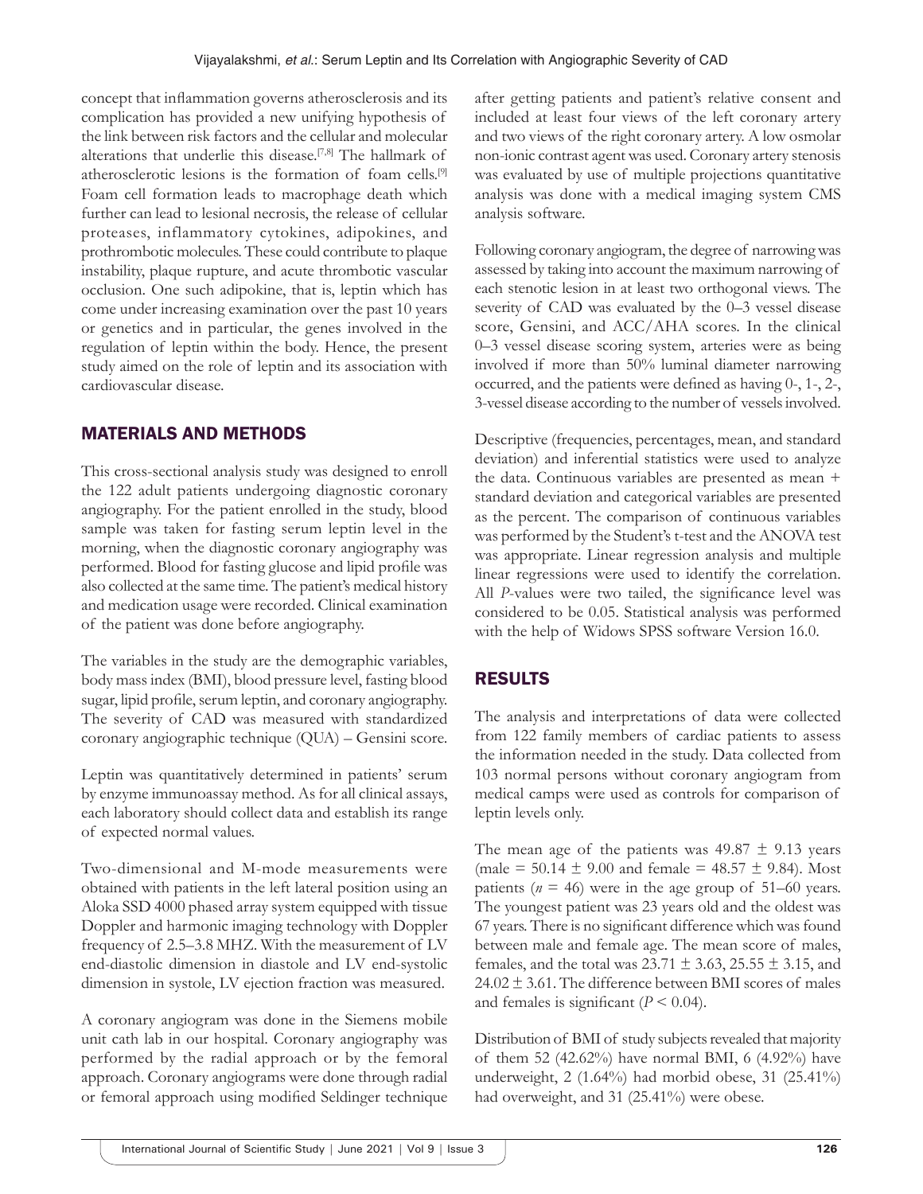concept that inflammation governs atherosclerosis and its complication has provided a new unifying hypothesis of the link between risk factors and the cellular and molecular alterations that underlie this disease.[7,8] The hallmark of atherosclerotic lesions is the formation of foam cells.[9] Foam cell formation leads to macrophage death which further can lead to lesional necrosis, the release of cellular proteases, inflammatory cytokines, adipokines, and prothrombotic molecules. These could contribute to plaque instability, plaque rupture, and acute thrombotic vascular occlusion. One such adipokine, that is, leptin which has come under increasing examination over the past 10 years or genetics and in particular, the genes involved in the regulation of leptin within the body. Hence, the present study aimed on the role of leptin and its association with cardiovascular disease.

## MATERIALS AND METHODS

This cross-sectional analysis study was designed to enroll the 122 adult patients undergoing diagnostic coronary angiography. For the patient enrolled in the study, blood sample was taken for fasting serum leptin level in the morning, when the diagnostic coronary angiography was performed. Blood for fasting glucose and lipid profile was also collected at the same time. The patient's medical history and medication usage were recorded. Clinical examination of the patient was done before angiography.

The variables in the study are the demographic variables, body mass index (BMI), blood pressure level, fasting blood sugar, lipid profile, serum leptin, and coronary angiography. The severity of CAD was measured with standardized coronary angiographic technique (QUA) – Gensini score.

Leptin was quantitatively determined in patients' serum by enzyme immunoassay method. As for all clinical assays, each laboratory should collect data and establish its range of expected normal values.

Two-dimensional and M-mode measurements were obtained with patients in the left lateral position using an Aloka SSD 4000 phased array system equipped with tissue Doppler and harmonic imaging technology with Doppler frequency of 2.5–3.8 MHZ. With the measurement of LV end-diastolic dimension in diastole and LV end-systolic dimension in systole, LV ejection fraction was measured.

A coronary angiogram was done in the Siemens mobile unit cath lab in our hospital. Coronary angiography was performed by the radial approach or by the femoral approach. Coronary angiograms were done through radial or femoral approach using modified Seldinger technique after getting patients and patient's relative consent and included at least four views of the left coronary artery and two views of the right coronary artery. A low osmolar non-ionic contrast agent was used. Coronary artery stenosis was evaluated by use of multiple projections quantitative analysis was done with a medical imaging system CMS analysis software.

Following coronary angiogram, the degree of narrowing was assessed by taking into account the maximum narrowing of each stenotic lesion in at least two orthogonal views. The severity of CAD was evaluated by the 0–3 vessel disease score, Gensini, and ACC/AHA scores. In the clinical 0–3 vessel disease scoring system, arteries were as being involved if more than 50% luminal diameter narrowing occurred, and the patients were defined as having 0-, 1-, 2-, 3-vessel disease according to the number of vessels involved.

Descriptive (frequencies, percentages, mean, and standard deviation) and inferential statistics were used to analyze the data. Continuous variables are presented as mean + standard deviation and categorical variables are presented as the percent. The comparison of continuous variables was performed by the Student's t-test and the ANOVA test was appropriate. Linear regression analysis and multiple linear regressions were used to identify the correlation. All *P*-values were two tailed, the significance level was considered to be 0.05. Statistical analysis was performed with the help of Widows SPSS software Version 16.0.

## RESULTS

The analysis and interpretations of data were collected from 122 family members of cardiac patients to assess the information needed in the study. Data collected from 103 normal persons without coronary angiogram from medical camps were used as controls for comparison of leptin levels only.

The mean age of the patients was 49.87 ± 9.13 years (male = 50.14 ± 9.00 and female = 48.57 ± 9.84). Most patients ($n$ = 46) were in the age group of 51–60 years. The youngest patient was 23 years old and the oldest was 67 years. There is no significant difference which was found between male and female age. The mean score of males, females, and the total was 23.71 ± 3.63, 25.55 ± 3.15, and 24.02 ± 3.61. The difference between BMI scores of males and females is significant ($P$ < 0.04).

Distribution of BMI of study subjects revealed that majority of them 52 (42.62%) have normal BMI, 6 (4.92%) have underweight, 2 (1.64%) had morbid obese, 31 (25.41%) had overweight, and 31 (25.41%) were obese.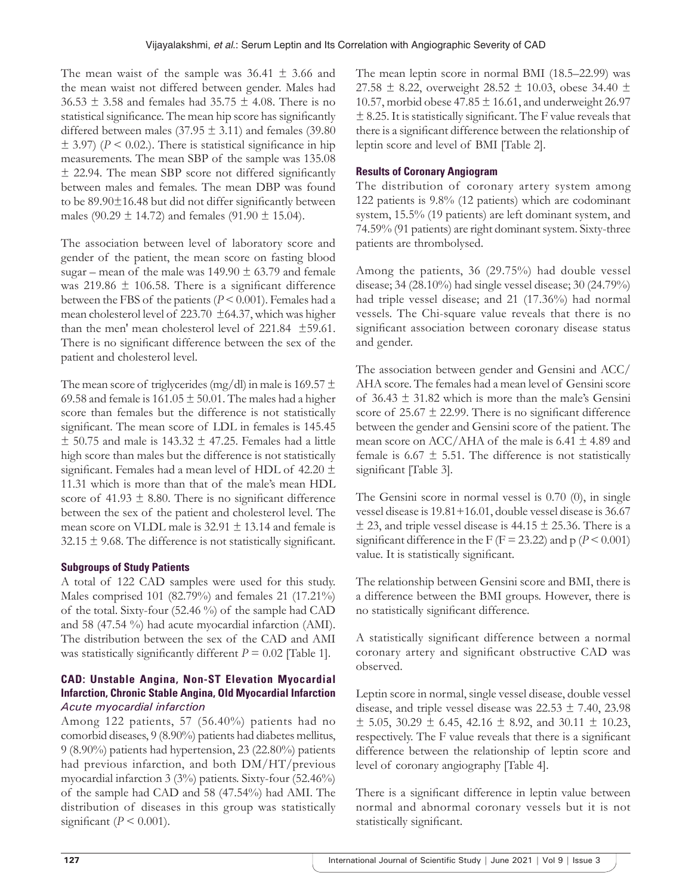The mean waist of the sample was 36.41 ± 3.66 and the mean waist not differed between gender. Males had 36.53 ± 3.58 and females had 35.75 ± 4.08. There is no statistical significance. The mean hip score has significantly differed between males (37.95 ± 3.11) and females (39.80 ± 3.97) ($P < 0.02$.). There is statistical significance in hip measurements. The mean SBP of the sample was 135.08 ± 22.94. The mean SBP score not differed significantly between males and females. The mean DBP was found to be 89.90±16.48 but did not differ significantly between males (90.29 ± 14.72) and females (91.90 ± 15.04).

The association between level of laboratory score and gender of the patient, the mean score on fasting blood sugar – mean of the male was 149.90 ± 63.79 and female was 219.86 ± 106.58. There is a significant difference between the FBS of the patients ($P < 0.001$). Females had a mean cholesterol level of 223.70 ±64.37, which was higher than the men' mean cholesterol level of 221.84 ±59.61. There is no significant difference between the sex of the patient and cholesterol level.

The mean score of triglycerides (mg/dl) in male is 169.57 ± 69.58 and female is 161.05 ± 50.01. The males had a higher score than females but the difference is not statistically significant. The mean score of LDL in females is 145.45 ± 50.75 and male is 143.32 ± 47.25. Females had a little high score than males but the difference is not statistically significant. Females had a mean level of HDL of 42.20 ± 11.31 which is more than that of the male's mean HDL score of 41.93 ± 8.80. There is no significant difference between the sex of the patient and cholesterol level. The mean score on VLDL male is 32.91 ± 13.14 and female is 32.15 ± 9.68. The difference is not statistically significant.

**Subgroups of Study Patients**

A total of 122 CAD samples were used for this study. Males comprised 101 (82.79%) and females 21 (17.21%) of the total. Sixty-four (52.46 %) of the sample had CAD and 58 (47.54 %) had acute myocardial infarction (AMI). The distribution between the sex of the CAD and AMI was statistically significantly different $P = 0.02$ [Table 1].

**CAD: Unstable Angina, Non-ST Elevation Myocardial Infarction, Chronic Stable Angina, Old Myocardial Infarction**

*Acute myocardial infarction*

Among 122 patients, 57 (56.40%) patients had no comorbid diseases, 9 (8.90%) patients had diabetes mellitus, 9 (8.90%) patients had hypertension, 23 (22.80%) patients had previous infarction, and both DM/HT/previous myocardial infarction 3 (3%) patients. Sixty-four (52.46%) of the sample had CAD and 58 (47.54%) had AMI. The distribution of diseases in this group was statistically significant ($P < 0.001$).

The mean leptin score in normal BMI (18.5–22.99) was 27.58 ± 8.22, overweight 28.52 ± 10.03, obese 34.40 ± 10.57, morbid obese 47.85 ± 16.61, and underweight 26.97 ± 8.25. It is statistically significant. The F value reveals that there is a significant difference between the relationship of leptin score and level of BMI [Table 2].

**Results of Coronary Angiogram**

The distribution of coronary artery system among 122 patients is 9.8% (12 patients) which are codominant system, 15.5% (19 patients) are left dominant system, and 74.59% (91 patients) are right dominant system. Sixty-three patients are thrombolysed.

Among the patients, 36 (29.75%) had double vessel disease; 34 (28.10%) had single vessel disease; 30 (24.79%) had triple vessel disease; and 21 (17.36%) had normal vessels. The Chi-square value reveals that there is no significant association between coronary disease status and gender.

The association between gender and Gensini and ACC/AHA score. The females had a mean level of Gensini score of 36.43 ± 31.82 which is more than the male's Gensini score of 25.67 ± 22.99. There is no significant difference between the gender and Gensini score of the patient. The mean score on ACC/AHA of the male is 6.41 ± 4.89 and female is 6.67 ± 5.51. The difference is not statistically significant [Table 3].

The Gensini score in normal vessel is 0.70 (0), in single vessel disease is 19.81+16.01, double vessel disease is 36.67 ± 23, and triple vessel disease is 44.15 ± 25.36. There is a significant difference in the F ($F = 23.22$) and p ($P < 0.001$) value. It is statistically significant.

The relationship between Gensini score and BMI, there is a difference between the BMI groups. However, there is no statistically significant difference.

A statistically significant difference between a normal coronary artery and significant obstructive CAD was observed.

Leptin score in normal, single vessel disease, double vessel disease, and triple vessel disease was 22.53 ± 7.40, 23.98 ± 5.05, 30.29 ± 6.45, 42.16 ± 8.92, and 30.11 ± 10.23, respectively. The F value reveals that there is a significant difference between the relationship of leptin score and level of coronary angiography [Table 4].

There is a significant difference in leptin value between normal and abnormal coronary vessels but it is not statistically significant.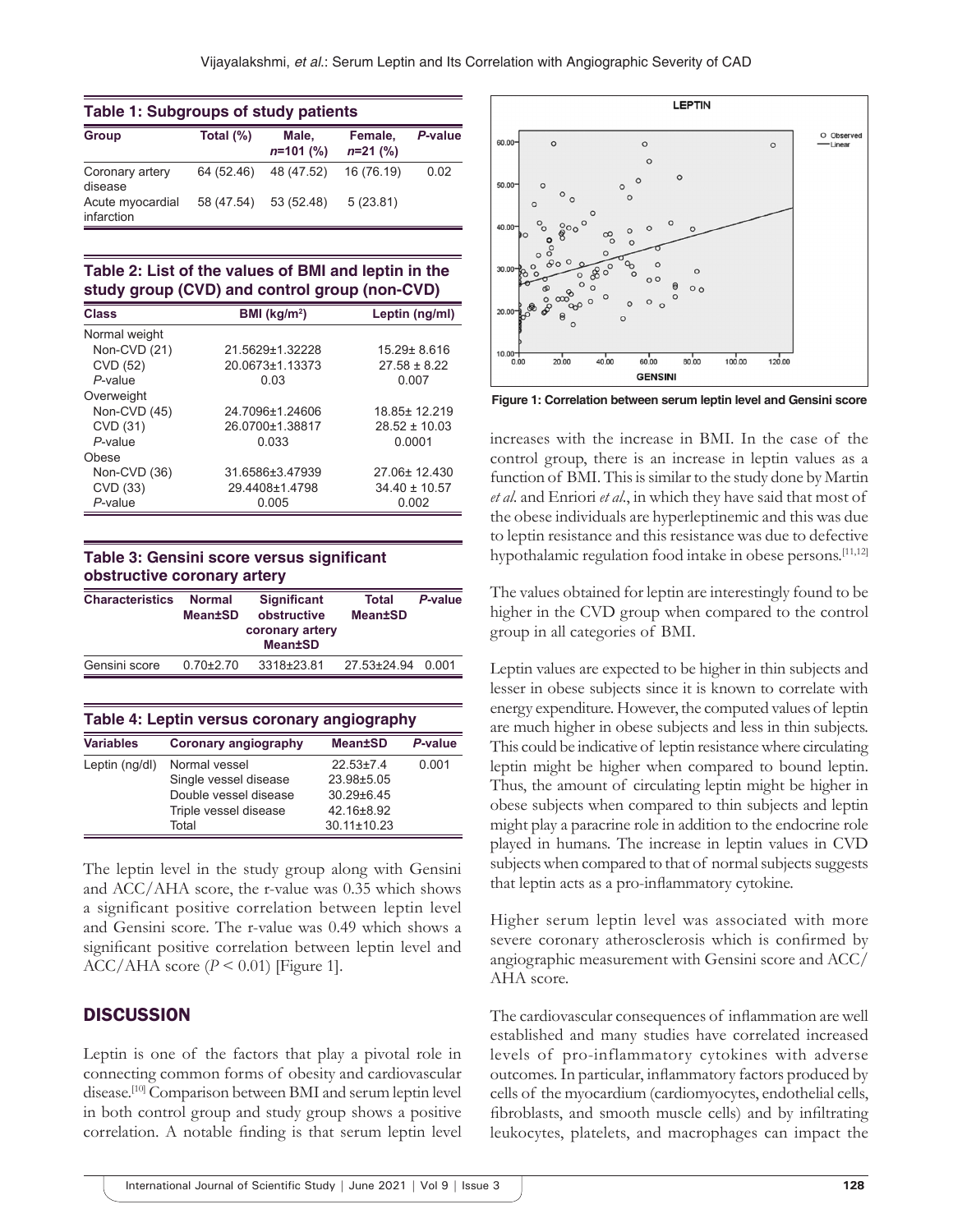**Table 1: Subgroups of study patients**

| Group | Total (%) | Male, *n*=101 (%) | Female, *n*=21 (%) | *P*-value |
|---|---|---|---|---|
| Coronary artery disease | 64 (52.46) | 48 (47.52) | 16 (76.19) | 0.02 |
| Acute myocardial infarction | 58 (47.54) | 53 (52.48) | 5 (23.81) | |

**Table 2: List of the values of BMI and leptin in the study group (CVD) and control group (non‑CVD)**

| Class | BMI (kg/m$^2$) | Leptin (ng/ml) |
|---|---|---|
| Normal weight | | |
| Non‑CVD (21) | 21.5629±1.32228 | 15.29± 8.616 |
| CVD (52) | 20.0673±1.13373 | 27.58 ± 8.22 |
| *P*-value | 0.03 | 0.007 |
| Overweight | | |
| Non‑CVD (45) | 24.7096±1.24606 | 18.85± 12.219 |
| CVD (31) | 26.0700±1.38817 | 28.52 ± 10.03 |
| *P*-value | 0.033 | 0.0001 |
| Obese | | |
| Non‑CVD (36) | 31.6586±3.47939 | 27.06± 12.430 |
| CVD (33) | 29.4408±1.4798 | 34.40 ± 10.57 |
| *P*-value | 0.005 | 0.002 |

**Table 3: Gensini score versus significant obstructive coronary artery**

| Characteristics | Normal Mean±SD | Significant obstructive coronary artery Mean±SD | Total Mean±SD | *P*-value |
|---|---|---|---|---|
| Gensini score | 0.70±2.70 | 3318±23.81 | 27.53±24.94 | 0.001 |

**Table 4: Leptin versus coronary angiography**

| Variables | Coronary angiography | Mean±SD | *P*-value |
|---|---|---|---|
| Leptin (ng/dl) | Normal vessel | 22.53±7.4 | 0.001 |
| | Single vessel disease | 23.98±5.05 | |
| | Double vessel disease | 30.29±6.45 | |
| | Triple vessel disease | 42.16±8.92 | |
| | Total | 30.11±10.23 | |

The leptin level in the study group along with Gensini and ACC/AHA score, the r-value was 0.35 which shows a significant positive correlation between leptin level and Gensini score. The r-value was 0.49 which shows a significant positive correlation between leptin level and ACC/AHA score ($P < 0.01$) [Figure 1].

**Figure 1: Correlation between serum leptin level and Gensini score**

## DISCUSSION

Leptin is one of the factors that play a pivotal role in connecting common forms of obesity and cardiovascular disease.[10] Comparison between BMI and serum leptin level in both control group and study group shows a positive correlation. A notable finding is that serum leptin level increases with the increase in BMI. In the case of the control group, there is an increase in leptin values as a function of BMI. This is similar to the study done by Martin *et al.* and Enriori *et al.*, in which they have said that most of the obese individuals are hyperleptinemic and this was due to leptin resistance and this resistance was due to defective hypothalamic regulation food intake in obese persons.[11,12]

The values obtained for leptin are interestingly found to be higher in the CVD group when compared to the control group in all categories of BMI.

Leptin values are expected to be higher in thin subjects and lesser in obese subjects since it is known to correlate with energy expenditure. However, the computed values of leptin are much higher in obese subjects and less in thin subjects. This could be indicative of leptin resistance where circulating leptin might be higher when compared to bound leptin. Thus, the amount of circulating leptin might be higher in obese subjects when compared to thin subjects and leptin might play a paracrine role in addition to the endocrine role played in humans. The increase in leptin values in CVD subjects when compared to that of normal subjects suggests that leptin acts as a pro-inflammatory cytokine.

Higher serum leptin level was associated with more severe coronary atherosclerosis which is confirmed by angiographic measurement with Gensini score and ACC/AHA score.

The cardiovascular consequences of inflammation are well established and many studies have correlated increased levels of pro-inflammatory cytokines with adverse outcomes. In particular, inflammatory factors produced by cells of the myocardium (cardiomyocytes, endothelial cells, fibroblasts, and smooth muscle cells) and by infiltrating leukocytes, platelets, and macrophages can impact the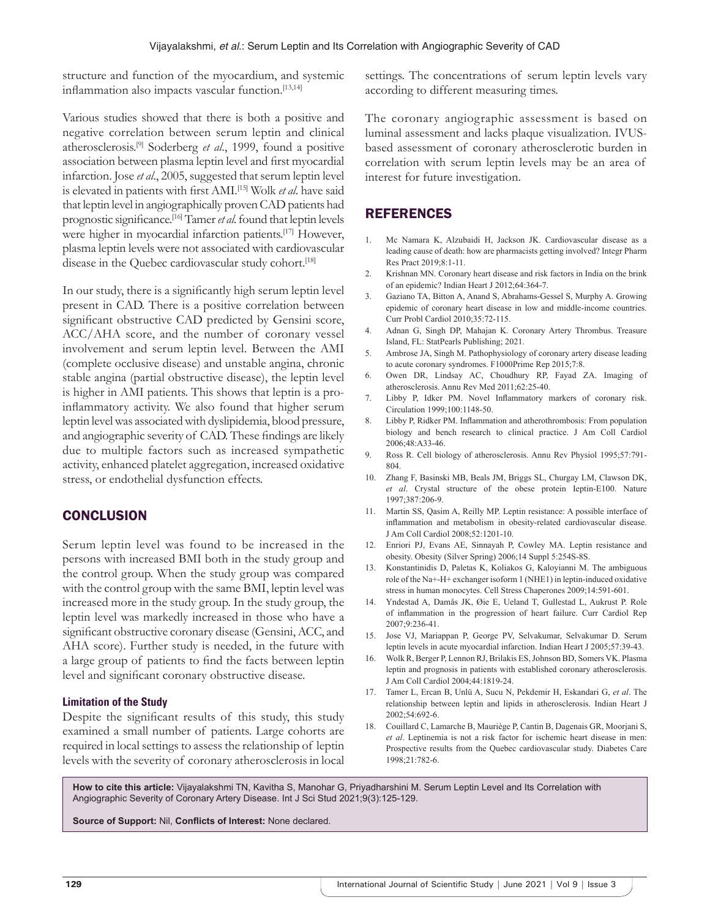structure and function of the myocardium, and systemic inflammation also impacts vascular function.[13,14]

Various studies showed that there is both a positive and negative correlation between serum leptin and clinical atherosclerosis.[9] Soderberg *et al*., 1999, found a positive association between plasma leptin level and first myocardial infarction. Jose *et al*., 2005, suggested that serum leptin level is elevated in patients with first AMI.[15] Wolk *et al*. have said that leptin level in angiographically proven CAD patients had prognostic significance.[16] Tamer *et al*. found that leptin levels were higher in myocardial infarction patients.[17] However, plasma leptin levels were not associated with cardiovascular disease in the Quebec cardiovascular study cohort.[18]

In our study, there is a significantly high serum leptin level present in CAD. There is a positive correlation between significant obstructive CAD predicted by Gensini score, ACC/AHA score, and the number of coronary vessel involvement and serum leptin level. Between the AMI (complete occlusive disease) and unstable angina, chronic stable angina (partial obstructive disease), the leptin level is higher in AMI patients. This shows that leptin is a pro-inflammatory activity. We also found that higher serum leptin level was associated with dyslipidemia, blood pressure, and angiographic severity of CAD. These findings are likely due to multiple factors such as increased sympathetic activity, enhanced platelet aggregation, increased oxidative stress, or endothelial dysfunction effects.

## CONCLUSION

Serum leptin level was found to be increased in the persons with increased BMI both in the study group and the control group. When the study group was compared with the control group with the same BMI, leptin level was increased more in the study group. In the study group, the leptin level was markedly increased in those who have a significant obstructive coronary disease (Gensini, ACC, and AHA score). Further study is needed, in the future with a large group of patients to find the facts between leptin level and significant coronary obstructive disease.

### Limitation of the Study

Despite the significant results of this study, this study examined a small number of patients. Large cohorts are required in local settings to assess the relationship of leptin levels with the severity of coronary atherosclerosis in local settings. The concentrations of serum leptin levels vary according to different measuring times.

The coronary angiographic assessment is based on luminal assessment and lacks plaque visualization. IVUS-based assessment of coronary atherosclerotic burden in correlation with serum leptin levels may be an area of interest for future investigation.

## REFERENCES

1. Mc Namara K, Alzubaidi H, Jackson JK. Cardiovascular disease as a leading cause of death: how are pharmacists getting involved? Integr Pharm Res Pract 2019;8:1-11.
2. Krishnan MN. Coronary heart disease and risk factors in India on the brink of an epidemic? Indian Heart J 2012;64:364-7.
3. Gaziano TA, Bitton A, Anand S, Abrahams-Gessel S, Murphy A. Growing epidemic of coronary heart disease in low and middle-income countries. Curr Probl Cardiol 2010;35:72-115.
4. Adnan G, Singh DP, Mahajan K. Coronary Artery Thrombus. Treasure Island, FL: StatPearls Publishing; 2021.
5. Ambrose JA, Singh M. Pathophysiology of coronary artery disease leading to acute coronary syndromes. F1000Prime Rep 2015;7:8.
6. Owen DR, Lindsay AC, Choudhury RP, Fayad ZA. Imaging of atherosclerosis. Annu Rev Med 2011;62:25-40.
7. Libby P, Idker PM. Novel Inflammatory markers of coronary risk. Circulation 1999;100:1148-50.
8. Libby P, Ridker PM. Inflammation and atherothrombosis: From population biology and bench research to clinical practice. J Am Coll Cardiol 2006;48:A33-46.
9. Ross R. Cell biology of atherosclerosis. Annu Rev Physiol 1995;57:791-804.
10. Zhang F, Basinski MB, Beals JM, Briggs SL, Churgay LM, Clawson DK, *et al*. Crystal structure of the obese protein Ieptin-E100. Nature 1997;387:206-9.
11. Martin SS, Qasim A, Reilly MP. Leptin resistance: A possible interface of inflammation and metabolism in obesity-related cardiovascular disease. J Am Coll Cardiol 2008;52:1201-10.
12. Enriori PJ, Evans AE, Sinnayah P, Cowley MA. Leptin resistance and obesity. Obesity (Silver Spring) 2006;14 Suppl 5:254S-8S.
13. Konstantinidis D, Paletas K, Koliakos G, Kaloyianni M. The ambiguous role of the Na+-H+ exchanger isoform 1 (NHE1) in leptin-induced oxidative stress in human monocytes. Cell Stress Chaperones 2009;14:591-601.
14. Yndestad A, Damås JK, Øie E, Ueland T, Gullestad L, Aukrust P. Role of inflammation in the progression of heart failure. Curr Cardiol Rep 2007;9:236-41.
15. Jose VJ, Mariappan P, George PV, Selvakumar, Selvakumar D. Serum leptin levels in acute myocardial infarction. Indian Heart J 2005;57:39-43.
16. Wolk R, Berger P, Lennon RJ, Brilakis ES, Johnson BD, Somers VK. Plasma leptin and prognosis in patients with established coronary atherosclerosis. J Am Coll Cardiol 2004;44:1819-24.
17. Tamer L, Ercan B, Unlü A, Sucu N, Pekdemir H, Eskandari G, *et al*. The relationship between leptin and lipids in atherosclerosis. Indian Heart J 2002;54:692-6.
18. Couillard C, Lamarche B, Mauriège P, Cantin B, Dagenais GR, Moorjani S, *et al*. Leptinemia is not a risk factor for ischemic heart disease in men: Prospective results from the Quebec cardiovascular study. Diabetes Care 1998;21:782-6.

**How to cite this article:** Vijayalakshmi TN, Kavitha S, Manohar G, Priyadharshini M. Serum Leptin Level and Its Correlation with Angiographic Severity of Coronary Artery Disease. Int J Sci Stud 2021;9(3):125-129.

**Source of Support:** Nil, **Conflicts of Interest:** None declared.